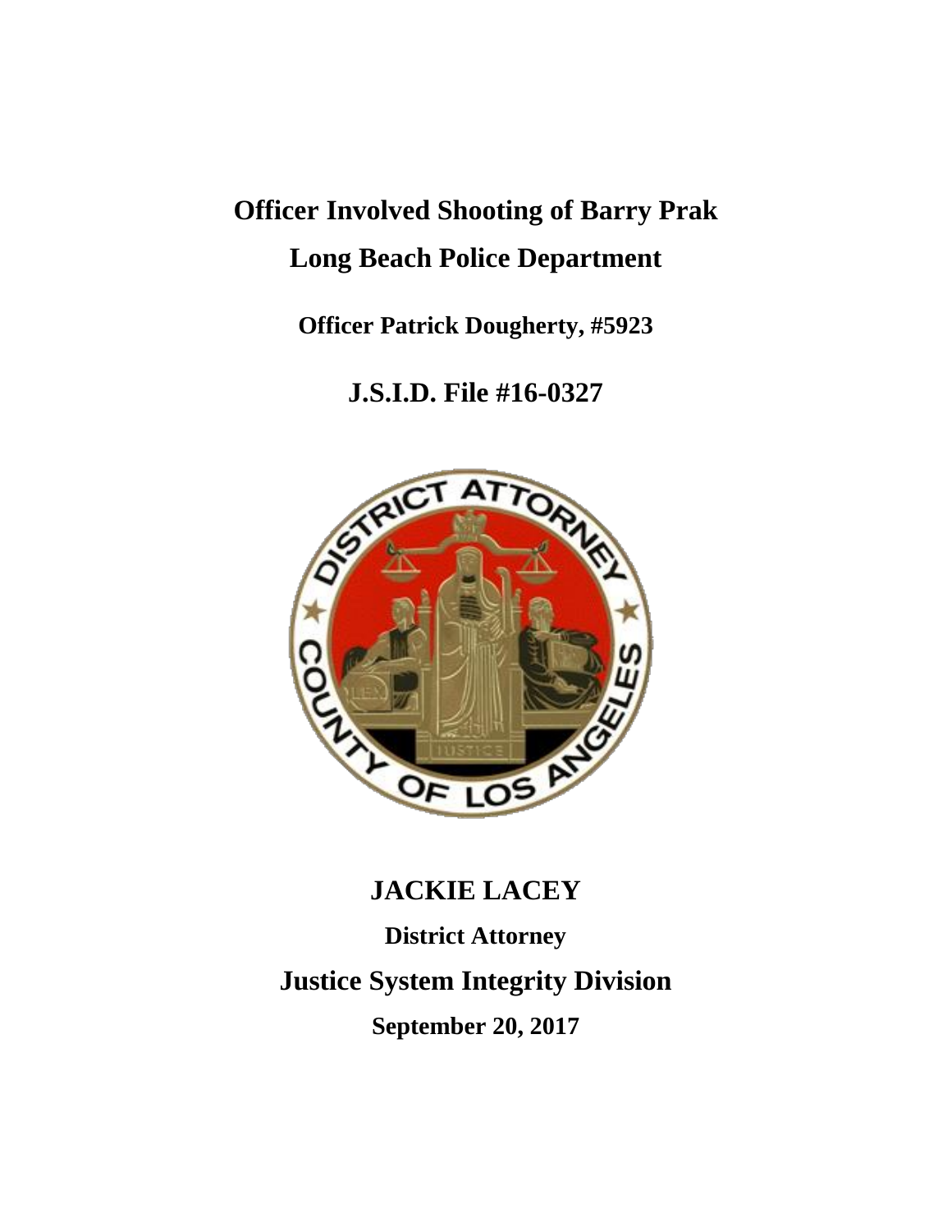# Officer Involved Shooting of Barry Prak

# Long Beach Police Department

**Officer Patrick Dougherty, #5923**

## J.S.I.D. File #16-0327

## JACKIE LACEY

**District Attorney**

## Justice System Integrity Division

**September 20, 2017**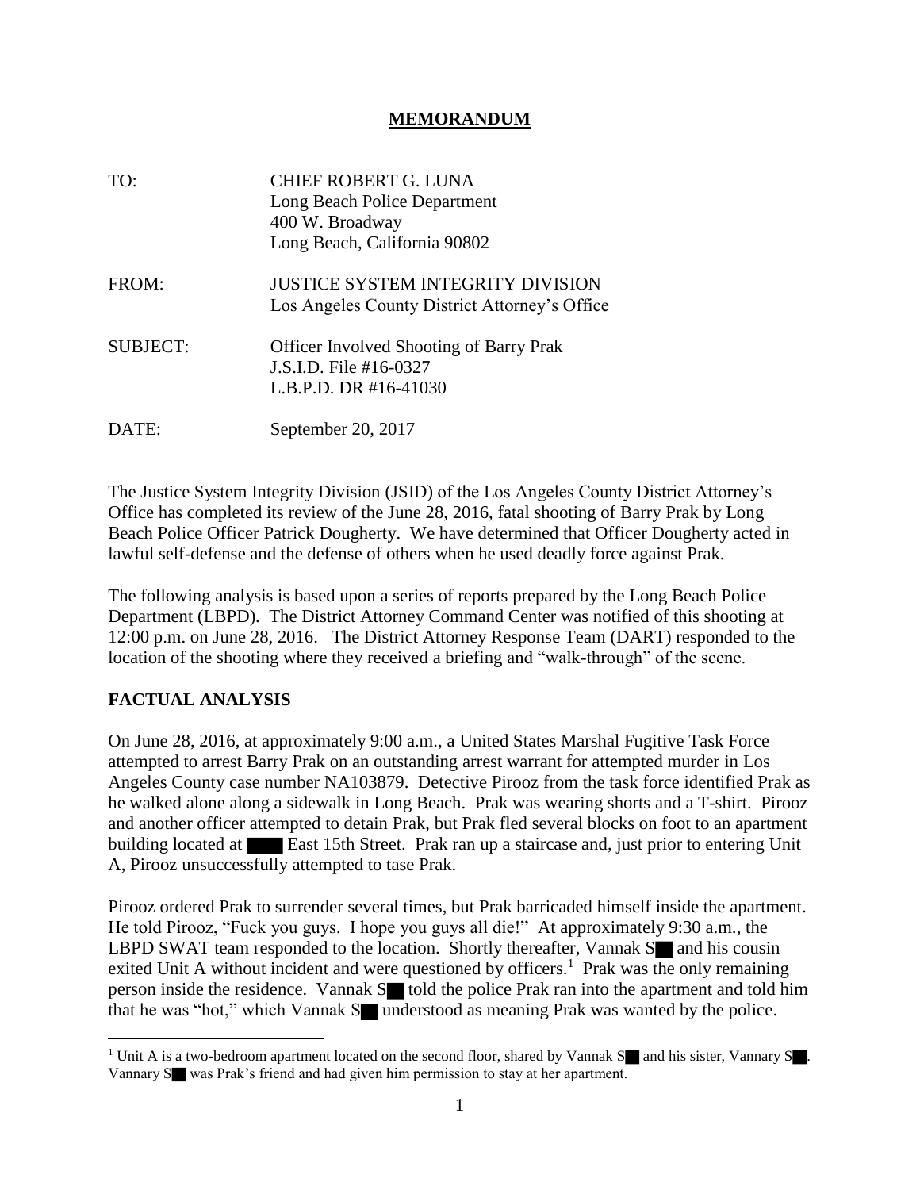# MEMORANDUM

TO: CHIEF ROBERT G. LUNA
Long Beach Police Department
400 W. Broadway
Long Beach, California 90802

FROM: JUSTICE SYSTEM INTEGRITY DIVISION
Los Angeles County District Attorney's Office

SUBJECT: Officer Involved Shooting of Barry Prak
J.S.I.D. File #16-0327
L.B.P.D. DR #16-41030

DATE: September 20, 2017

The Justice System Integrity Division (JSID) of the Los Angeles County District Attorney's Office has completed its review of the June 28, 2016, fatal shooting of Barry Prak by Long Beach Police Officer Patrick Dougherty. We have determined that Officer Dougherty acted in lawful self-defense and the defense of others when he used deadly force against Prak.

The following analysis is based upon a series of reports prepared by the Long Beach Police Department (LBPD). The District Attorney Command Center was notified of this shooting at 12:00 p.m. on June 28, 2016. The District Attorney Response Team (DART) responded to the location of the shooting where they received a briefing and "walk-through" of the scene.

## FACTUAL ANALYSIS

On June 28, 2016, at approximately 9:00 a.m., a United States Marshal Fugitive Task Force attempted to arrest Barry Prak on an outstanding arrest warrant for attempted murder in Los Angeles County case number NA103879. Detective Pirooz from the task force identified Prak as he walked alone along a sidewalk in Long Beach. Prak was wearing shorts and a T-shirt. Pirooz and another officer attempted to detain Prak, but Prak fled several blocks on foot to an apartment building located at ████ East 15th Street. Prak ran up a staircase and, just prior to entering Unit A, Pirooz unsuccessfully attempted to tase Prak.

Pirooz ordered Prak to surrender several times, but Prak barricaded himself inside the apartment. He told Pirooz, "Fuck you guys. I hope you guys all die!" At approximately 9:30 a.m., the LBPD SWAT team responded to the location. Shortly thereafter, Vannak S█ and his cousin exited Unit A without incident and were questioned by officers.[1] Prak was the only remaining person inside the residence. Vannak S█ told the police Prak ran into the apartment and told him that he was "hot," which Vannak S█ understood as meaning Prak was wanted by the police.

[1] Unit A is a two-bedroom apartment located on the second floor, shared by Vannak S█ and his sister, Vannary S█. Vannary S█ was Prak's friend and had given him permission to stay at her apartment.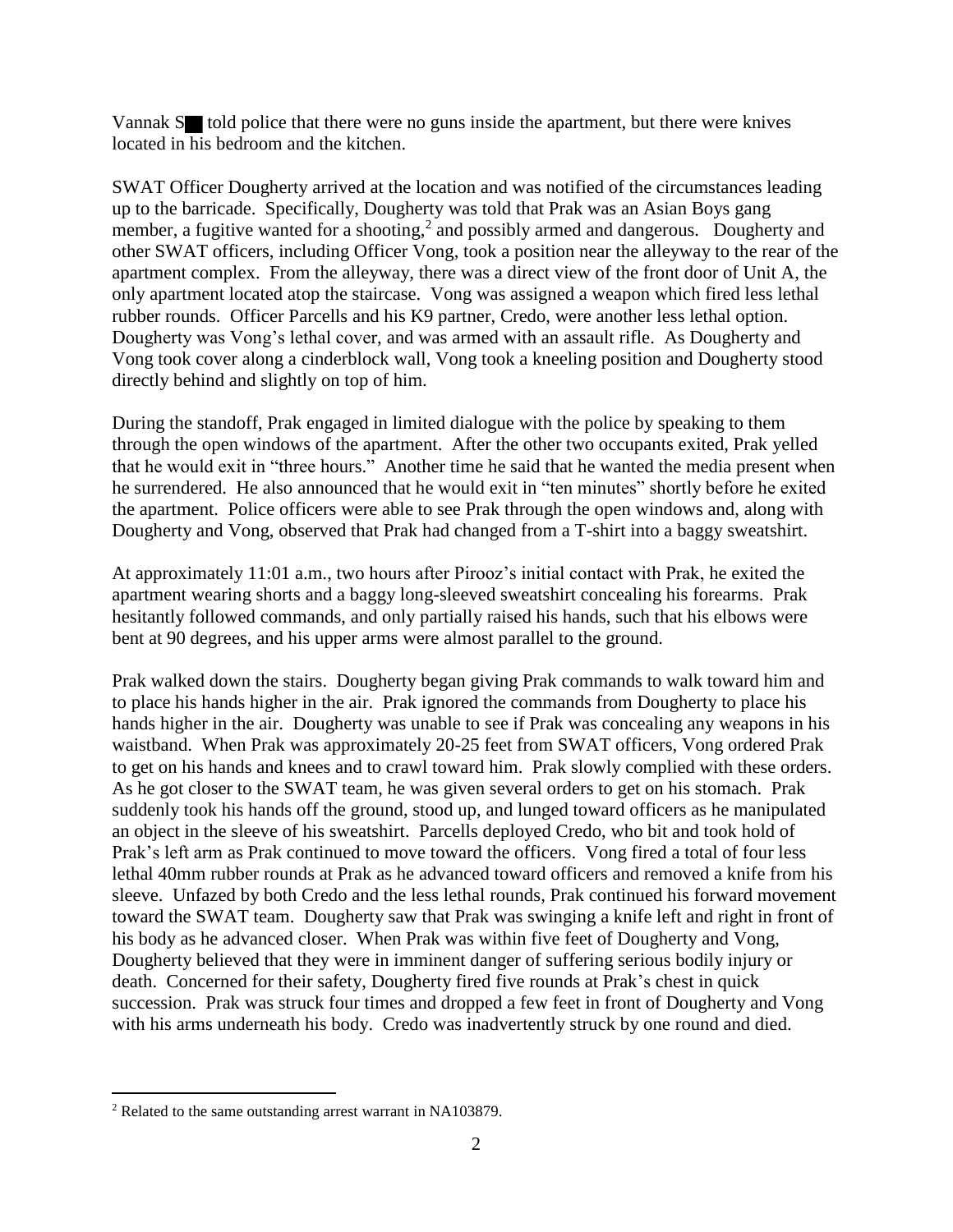Vannak S█ told police that there were no guns inside the apartment, but there were knives located in his bedroom and the kitchen.

SWAT Officer Dougherty arrived at the location and was notified of the circumstances leading up to the barricade. Specifically, Dougherty was told that Prak was an Asian Boys gang member, a fugitive wanted for a shooting,[2] and possibly armed and dangerous. Dougherty and other SWAT officers, including Officer Vong, took a position near the alleyway to the rear of the apartment complex. From the alleyway, there was a direct view of the front door of Unit A, the only apartment located atop the staircase. Vong was assigned a weapon which fired less lethal rubber rounds. Officer Parcells and his K9 partner, Credo, were another less lethal option. Dougherty was Vong's lethal cover, and was armed with an assault rifle. As Dougherty and Vong took cover along a cinderblock wall, Vong took a kneeling position and Dougherty stood directly behind and slightly on top of him.

During the standoff, Prak engaged in limited dialogue with the police by speaking to them through the open windows of the apartment. After the other two occupants exited, Prak yelled that he would exit in "three hours." Another time he said that he wanted the media present when he surrendered. He also announced that he would exit in "ten minutes" shortly before he exited the apartment. Police officers were able to see Prak through the open windows and, along with Dougherty and Vong, observed that Prak had changed from a T-shirt into a baggy sweatshirt.

At approximately 11:01 a.m., two hours after Pirooz's initial contact with Prak, he exited the apartment wearing shorts and a baggy long-sleeved sweatshirt concealing his forearms. Prak hesitantly followed commands, and only partially raised his hands, such that his elbows were bent at 90 degrees, and his upper arms were almost parallel to the ground.

Prak walked down the stairs. Dougherty began giving Prak commands to walk toward him and to place his hands higher in the air. Prak ignored the commands from Dougherty to place his hands higher in the air. Dougherty was unable to see if Prak was concealing any weapons in his waistband. When Prak was approximately 20-25 feet from SWAT officers, Vong ordered Prak to get on his hands and knees and to crawl toward him. Prak slowly complied with these orders. As he got closer to the SWAT team, he was given several orders to get on his stomach. Prak suddenly took his hands off the ground, stood up, and lunged toward officers as he manipulated an object in the sleeve of his sweatshirt. Parcells deployed Credo, who bit and took hold of Prak's left arm as Prak continued to move toward the officers. Vong fired a total of four less lethal 40mm rubber rounds at Prak as he advanced toward officers and removed a knife from his sleeve. Unfazed by both Credo and the less lethal rounds, Prak continued his forward movement toward the SWAT team. Dougherty saw that Prak was swinging a knife left and right in front of his body as he advanced closer. When Prak was within five feet of Dougherty and Vong, Dougherty believed that they were in imminent danger of suffering serious bodily injury or death. Concerned for their safety, Dougherty fired five rounds at Prak's chest in quick succession. Prak was struck four times and dropped a few feet in front of Dougherty and Vong with his arms underneath his body. Credo was inadvertently struck by one round and died.

---

[2] Related to the same outstanding arrest warrant in NA103879.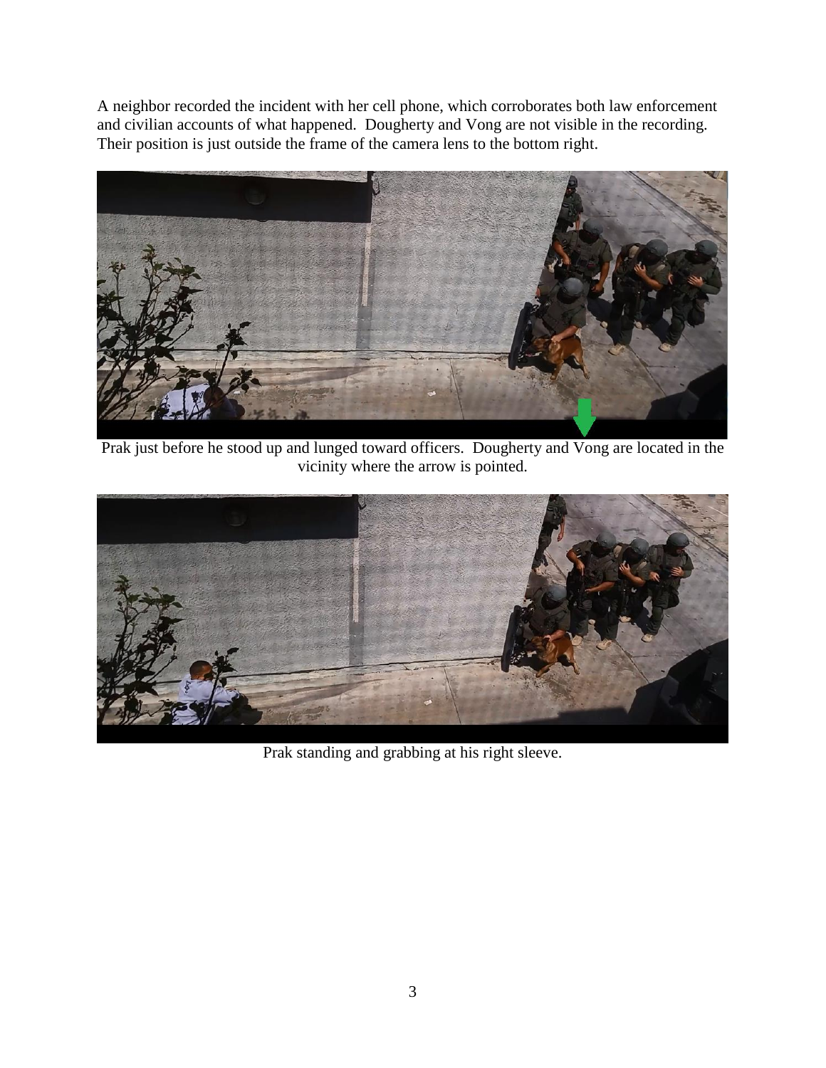A neighbor recorded the incident with her cell phone, which corroborates both law enforcement and civilian accounts of what happened. Dougherty and Vong are not visible in the recording. Their position is just outside the frame of the camera lens to the bottom right.

Prak just before he stood up and lunged toward officers. Dougherty and Vong are located in the vicinity where the arrow is pointed.

Prak standing and grabbing at his right sleeve.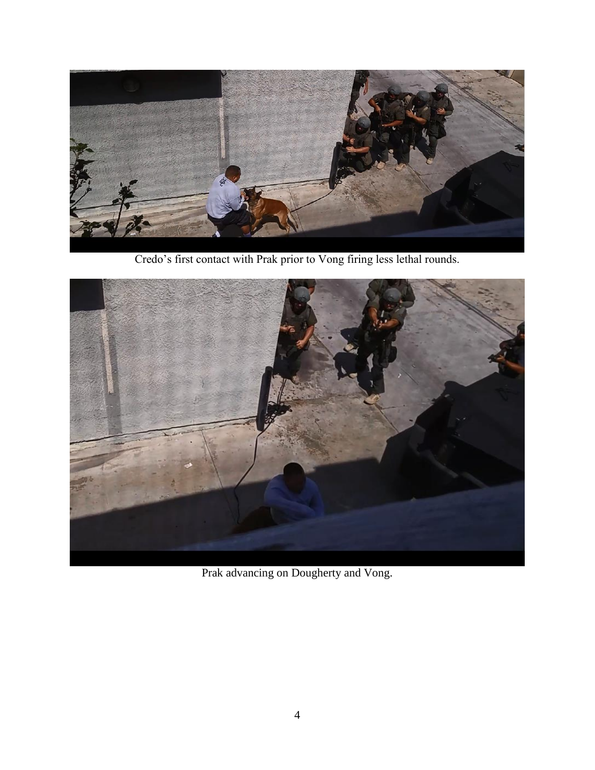Credo's first contact with Prak prior to Vong firing less lethal rounds.

Prak advancing on Dougherty and Vong.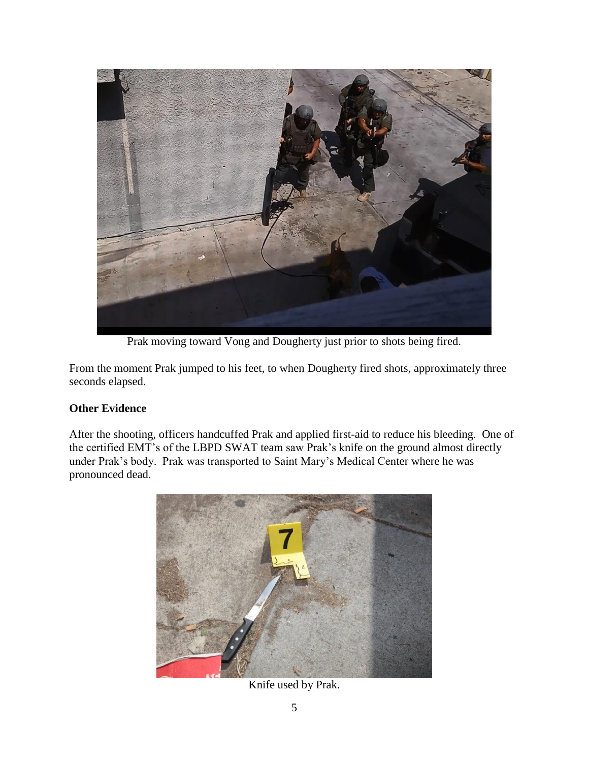Prak moving toward Vong and Dougherty just prior to shots being fired.

From the moment Prak jumped to his feet, to when Dougherty fired shots, approximately three seconds elapsed.

**Other Evidence**

After the shooting, officers handcuffed Prak and applied first-aid to reduce his bleeding. One of the certified EMT's of the LBPD SWAT team saw Prak's knife on the ground almost directly under Prak's body. Prak was transported to Saint Mary's Medical Center where he was pronounced dead.

Knife used by Prak.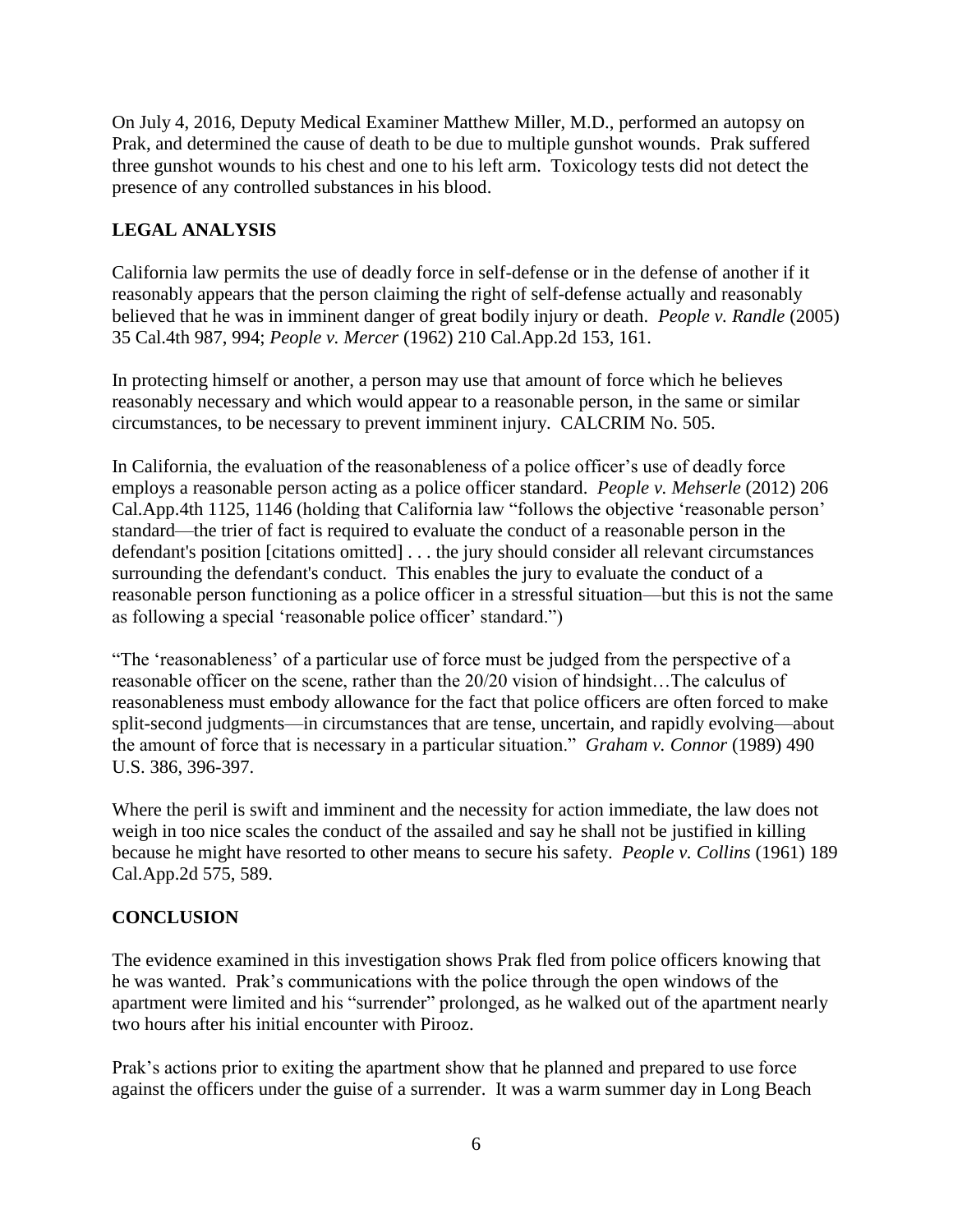On July 4, 2016, Deputy Medical Examiner Matthew Miller, M.D., performed an autopsy on Prak, and determined the cause of death to be due to multiple gunshot wounds. Prak suffered three gunshot wounds to his chest and one to his left arm. Toxicology tests did not detect the presence of any controlled substances in his blood.

## LEGAL ANALYSIS

California law permits the use of deadly force in self-defense or in the defense of another if it reasonably appears that the person claiming the right of self-defense actually and reasonably believed that he was in imminent danger of great bodily injury or death. *People v. Randle* (2005) 35 Cal.4th 987, 994; *People v. Mercer* (1962) 210 Cal.App.2d 153, 161.

In protecting himself or another, a person may use that amount of force which he believes reasonably necessary and which would appear to a reasonable person, in the same or similar circumstances, to be necessary to prevent imminent injury. CALCRIM No. 505.

In California, the evaluation of the reasonableness of a police officer's use of deadly force employs a reasonable person acting as a police officer standard. *People v. Mehserle* (2012) 206 Cal.App.4th 1125, 1146 (holding that California law "follows the objective 'reasonable person' standard—the trier of fact is required to evaluate the conduct of a reasonable person in the defendant's position [citations omitted] . . . the jury should consider all relevant circumstances surrounding the defendant's conduct. This enables the jury to evaluate the conduct of a reasonable person functioning as a police officer in a stressful situation—but this is not the same as following a special 'reasonable police officer' standard.")

"The 'reasonableness' of a particular use of force must be judged from the perspective of a reasonable officer on the scene, rather than the 20/20 vision of hindsight…The calculus of reasonableness must embody allowance for the fact that police officers are often forced to make split-second judgments—in circumstances that are tense, uncertain, and rapidly evolving—about the amount of force that is necessary in a particular situation." *Graham v. Connor* (1989) 490 U.S. 386, 396-397.

Where the peril is swift and imminent and the necessity for action immediate, the law does not weigh in too nice scales the conduct of the assailed and say he shall not be justified in killing because he might have resorted to other means to secure his safety. *People v. Collins* (1961) 189 Cal.App.2d 575, 589.

## CONCLUSION

The evidence examined in this investigation shows Prak fled from police officers knowing that he was wanted. Prak's communications with the police through the open windows of the apartment were limited and his "surrender" prolonged, as he walked out of the apartment nearly two hours after his initial encounter with Pirooz.

Prak's actions prior to exiting the apartment show that he planned and prepared to use force against the officers under the guise of a surrender. It was a warm summer day in Long Beach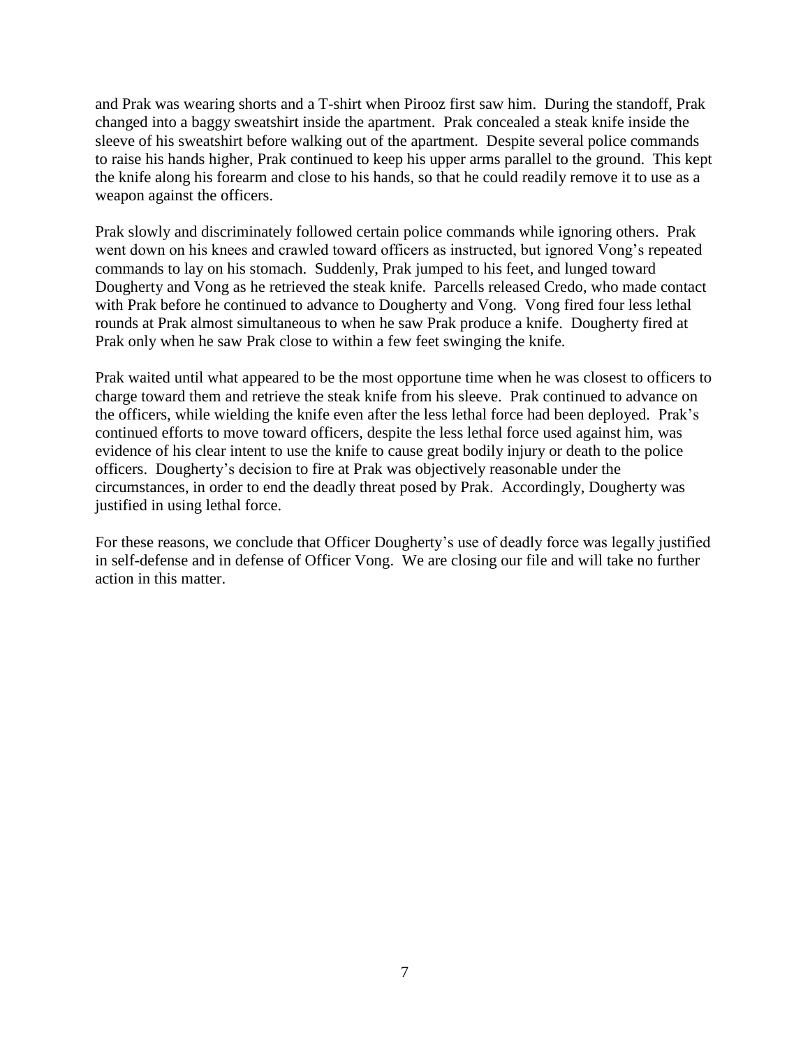and Prak was wearing shorts and a T-shirt when Pirooz first saw him. During the standoff, Prak changed into a baggy sweatshirt inside the apartment. Prak concealed a steak knife inside the sleeve of his sweatshirt before walking out of the apartment. Despite several police commands to raise his hands higher, Prak continued to keep his upper arms parallel to the ground. This kept the knife along his forearm and close to his hands, so that he could readily remove it to use as a weapon against the officers.

Prak slowly and discriminately followed certain police commands while ignoring others. Prak went down on his knees and crawled toward officers as instructed, but ignored Vong's repeated commands to lay on his stomach. Suddenly, Prak jumped to his feet, and lunged toward Dougherty and Vong as he retrieved the steak knife. Parcells released Credo, who made contact with Prak before he continued to advance to Dougherty and Vong. Vong fired four less lethal rounds at Prak almost simultaneous to when he saw Prak produce a knife. Dougherty fired at Prak only when he saw Prak close to within a few feet swinging the knife.

Prak waited until what appeared to be the most opportune time when he was closest to officers to charge toward them and retrieve the steak knife from his sleeve. Prak continued to advance on the officers, while wielding the knife even after the less lethal force had been deployed. Prak's continued efforts to move toward officers, despite the less lethal force used against him, was evidence of his clear intent to use the knife to cause great bodily injury or death to the police officers. Dougherty's decision to fire at Prak was objectively reasonable under the circumstances, in order to end the deadly threat posed by Prak. Accordingly, Dougherty was justified in using lethal force.

For these reasons, we conclude that Officer Dougherty's use of deadly force was legally justified in self-defense and in defense of Officer Vong. We are closing our file and will take no further action in this matter.